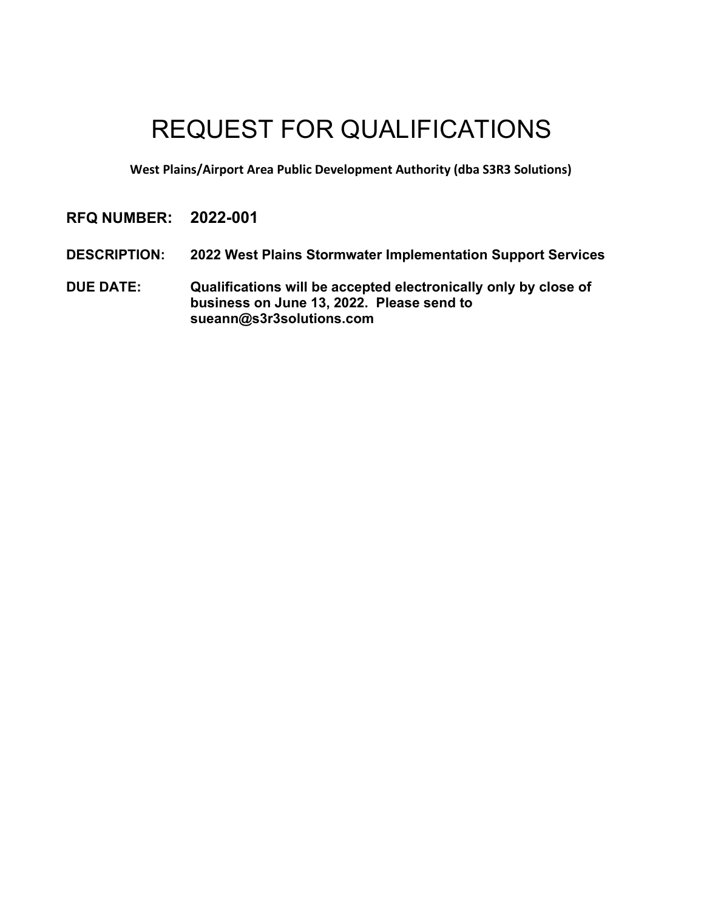# REQUEST FOR QUALIFICATIONS

**West Plains/Airport Area Public Development Authority (dba S3R3 Solutions)**

**RFQ NUMBER:** **2022-001**

**DESCRIPTION:** **2022 West Plains Stormwater Implementation Support Services**

**DUE DATE:** **Qualifications will be accepted electronically only by close of business on June 13, 2022. Please send to sueann@s3r3solutions.com**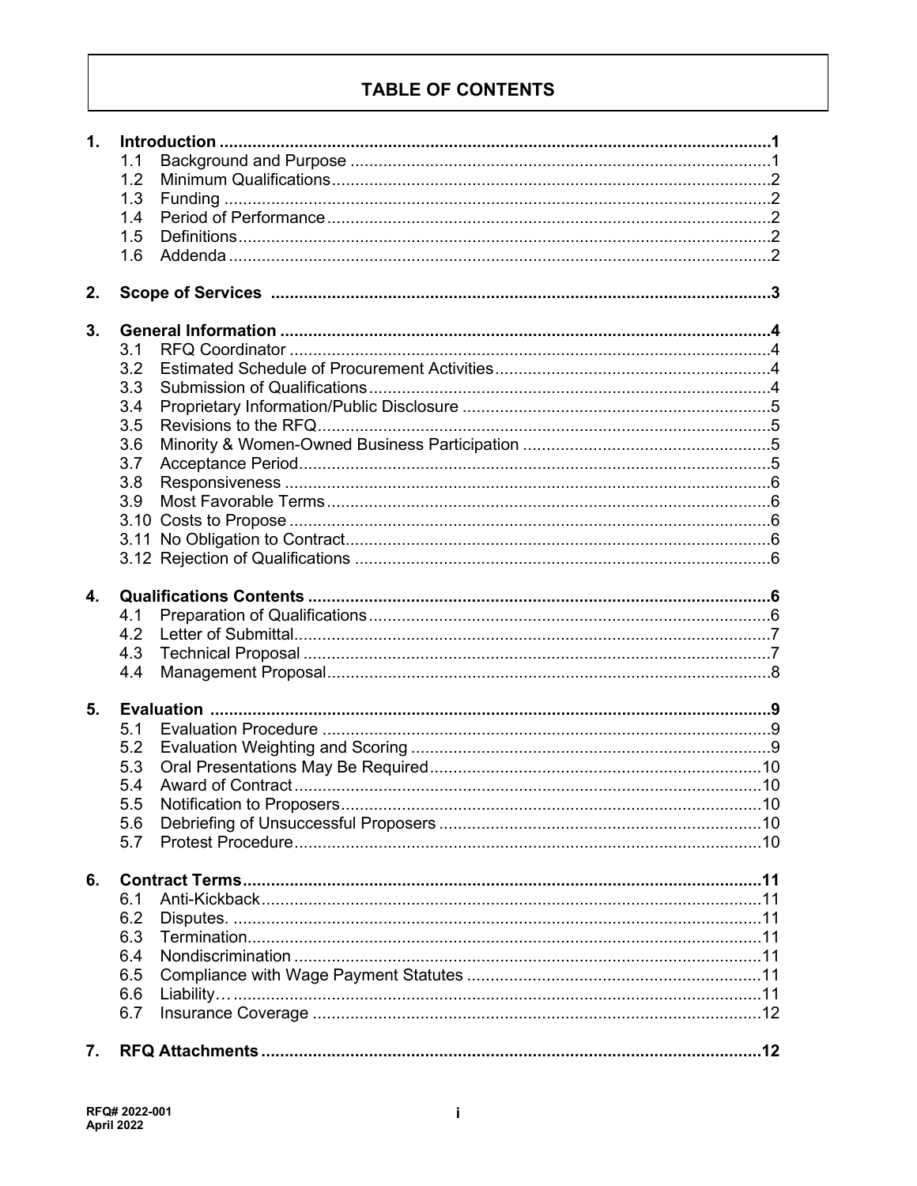# TABLE OF CONTENTS

**1. Introduction** .....1
- 1.1 Background and Purpose .....1
- 1.2 Minimum Qualifications .....2
- 1.3 Funding .....2
- 1.4 Period of Performance .....2
- 1.5 Definitions .....2
- 1.6 Addenda .....2

**2. Scope of Services** .....3

**3. General Information** .....4
- 3.1 RFQ Coordinator .....4
- 3.2 Estimated Schedule of Procurement Activities .....4
- 3.3 Submission of Qualifications .....4
- 3.4 Proprietary Information/Public Disclosure .....5
- 3.5 Revisions to the RFQ .....5
- 3.6 Minority & Women-Owned Business Participation .....5
- 3.7 Acceptance Period .....5
- 3.8 Responsiveness .....6
- 3.9 Most Favorable Terms .....6
- 3.10 Costs to Propose .....6
- 3.11 No Obligation to Contract .....6
- 3.12 Rejection of Qualifications .....6

**4. Qualifications Contents** .....6
- 4.1 Preparation of Qualifications .....6
- 4.2 Letter of Submittal .....7
- 4.3 Technical Proposal .....7
- 4.4 Management Proposal .....8

**5. Evaluation** .....9
- 5.1 Evaluation Procedure .....9
- 5.2 Evaluation Weighting and Scoring .....9
- 5.3 Oral Presentations May Be Required .....10
- 5.4 Award of Contract .....10
- 5.5 Notification to Proposers .....10
- 5.6 Debriefing of Unsuccessful Proposers .....10
- 5.7 Protest Procedure .....10

**6. Contract Terms** .....11
- 6.1 Anti-Kickback .....11
- 6.2 Disputes. .....11
- 6.3 Termination .....11
- 6.4 Nondiscrimination .....11
- 6.5 Compliance with Wage Payment Statutes .....11
- 6.6 Liability .....11
- 6.7 Insurance Coverage .....12

**7. RFQ Attachments** .....12

RFQ# 2022-001
April 2022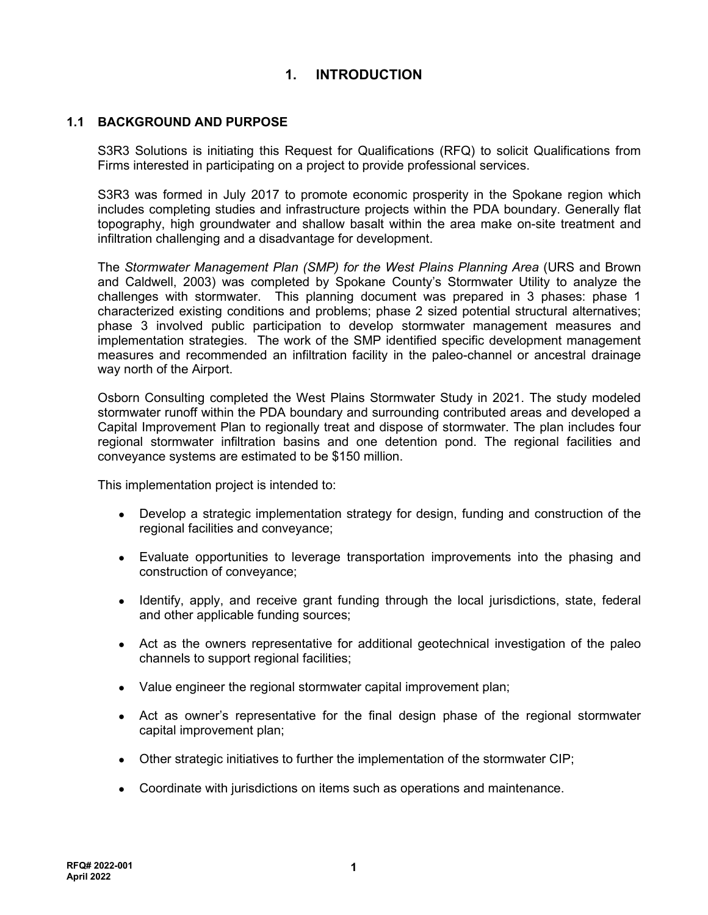# 1. INTRODUCTION

## 1.1 BACKGROUND AND PURPOSE

S3R3 Solutions is initiating this Request for Qualifications (RFQ) to solicit Qualifications from Firms interested in participating on a project to provide professional services.

S3R3 was formed in July 2017 to promote economic prosperity in the Spokane region which includes completing studies and infrastructure projects within the PDA boundary. Generally flat topography, high groundwater and shallow basalt within the area make on-site treatment and infiltration challenging and a disadvantage for development.

The *Stormwater Management Plan (SMP) for the West Plains Planning Area* (URS and Brown and Caldwell, 2003) was completed by Spokane County's Stormwater Utility to analyze the challenges with stormwater. This planning document was prepared in 3 phases: phase 1 characterized existing conditions and problems; phase 2 sized potential structural alternatives; phase 3 involved public participation to develop stormwater management measures and implementation strategies. The work of the SMP identified specific development management measures and recommended an infiltration facility in the paleo-channel or ancestral drainage way north of the Airport.

Osborn Consulting completed the West Plains Stormwater Study in 2021. The study modeled stormwater runoff within the PDA boundary and surrounding contributed areas and developed a Capital Improvement Plan to regionally treat and dispose of stormwater. The plan includes four regional stormwater infiltration basins and one detention pond. The regional facilities and conveyance systems are estimated to be $150 million.

This implementation project is intended to:

- Develop a strategic implementation strategy for design, funding and construction of the regional facilities and conveyance;
- Evaluate opportunities to leverage transportation improvements into the phasing and construction of conveyance;
- Identify, apply, and receive grant funding through the local jurisdictions, state, federal and other applicable funding sources;
- Act as the owners representative for additional geotechnical investigation of the paleo channels to support regional facilities;
- Value engineer the regional stormwater capital improvement plan;
- Act as owner's representative for the final design phase of the regional stormwater capital improvement plan;
- Other strategic initiatives to further the implementation of the stormwater CIP;
- Coordinate with jurisdictions on items such as operations and maintenance.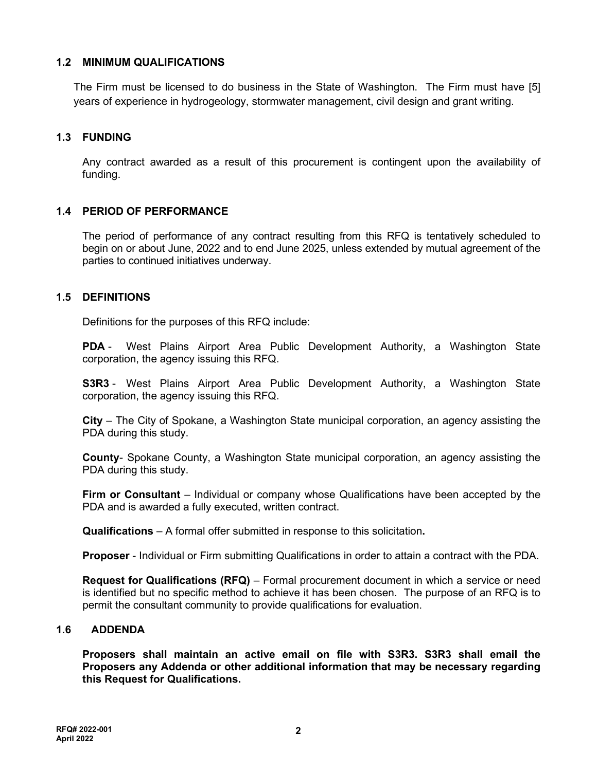## 1.2 MINIMUM QUALIFICATIONS

The Firm must be licensed to do business in the State of Washington. The Firm must have [5] years of experience in hydrogeology, stormwater management, civil design and grant writing.

## 1.3 FUNDING

Any contract awarded as a result of this procurement is contingent upon the availability of funding.

## 1.4 PERIOD OF PERFORMANCE

The period of performance of any contract resulting from this RFQ is tentatively scheduled to begin on or about June, 2022 and to end June 2025, unless extended by mutual agreement of the parties to continued initiatives underway.

## 1.5 DEFINITIONS

Definitions for the purposes of this RFQ include:

**PDA** - West Plains Airport Area Public Development Authority, a Washington State corporation, the agency issuing this RFQ.

**S3R3** - West Plains Airport Area Public Development Authority, a Washington State corporation, the agency issuing this RFQ.

**City** – The City of Spokane, a Washington State municipal corporation, an agency assisting the PDA during this study.

**County**- Spokane County, a Washington State municipal corporation, an agency assisting the PDA during this study.

**Firm or Consultant** – Individual or company whose Qualifications have been accepted by the PDA and is awarded a fully executed, written contract.

**Qualifications** – A formal offer submitted in response to this solicitation**.**

**Proposer** - Individual or Firm submitting Qualifications in order to attain a contract with the PDA.

**Request for Qualifications (RFQ)** – Formal procurement document in which a service or need is identified but no specific method to achieve it has been chosen. The purpose of an RFQ is to permit the consultant community to provide qualifications for evaluation.

## 1.6 ADDENDA

**Proposers shall maintain an active email on file with S3R3. S3R3 shall email the Proposers any Addenda or other additional information that may be necessary regarding this Request for Qualifications.**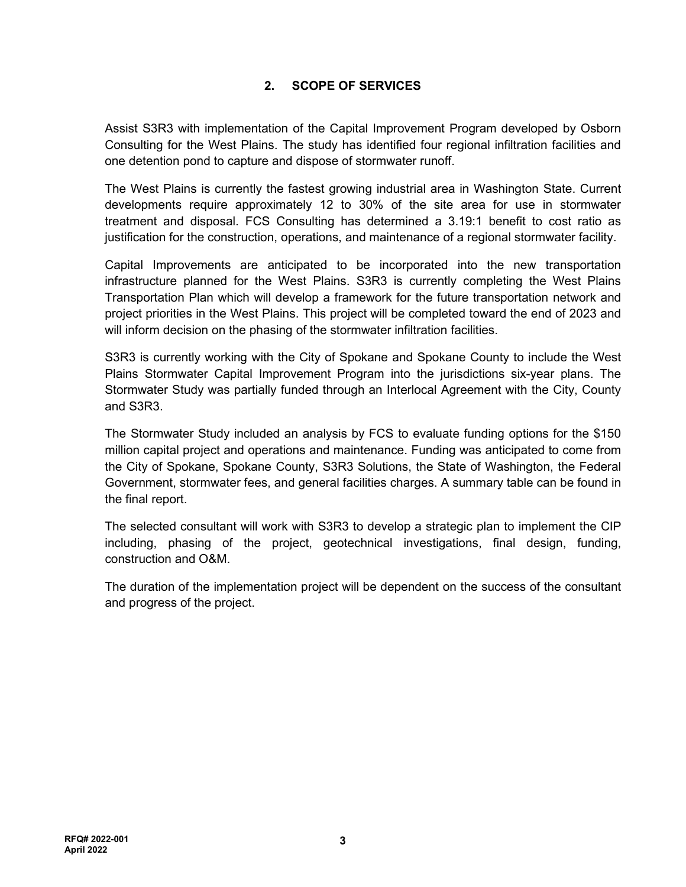## 2. SCOPE OF SERVICES

Assist S3R3 with implementation of the Capital Improvement Program developed by Osborn Consulting for the West Plains. The study has identified four regional infiltration facilities and one detention pond to capture and dispose of stormwater runoff.

The West Plains is currently the fastest growing industrial area in Washington State. Current developments require approximately 12 to 30% of the site area for use in stormwater treatment and disposal. FCS Consulting has determined a 3.19:1 benefit to cost ratio as justification for the construction, operations, and maintenance of a regional stormwater facility.

Capital Improvements are anticipated to be incorporated into the new transportation infrastructure planned for the West Plains. S3R3 is currently completing the West Plains Transportation Plan which will develop a framework for the future transportation network and project priorities in the West Plains. This project will be completed toward the end of 2023 and will inform decision on the phasing of the stormwater infiltration facilities.

S3R3 is currently working with the City of Spokane and Spokane County to include the West Plains Stormwater Capital Improvement Program into the jurisdictions six-year plans. The Stormwater Study was partially funded through an Interlocal Agreement with the City, County and S3R3.

The Stormwater Study included an analysis by FCS to evaluate funding options for the $150 million capital project and operations and maintenance. Funding was anticipated to come from the City of Spokane, Spokane County, S3R3 Solutions, the State of Washington, the Federal Government, stormwater fees, and general facilities charges. A summary table can be found in the final report.

The selected consultant will work with S3R3 to develop a strategic plan to implement the CIP including, phasing of the project, geotechnical investigations, final design, funding, construction and O&M.

The duration of the implementation project will be dependent on the success of the consultant and progress of the project.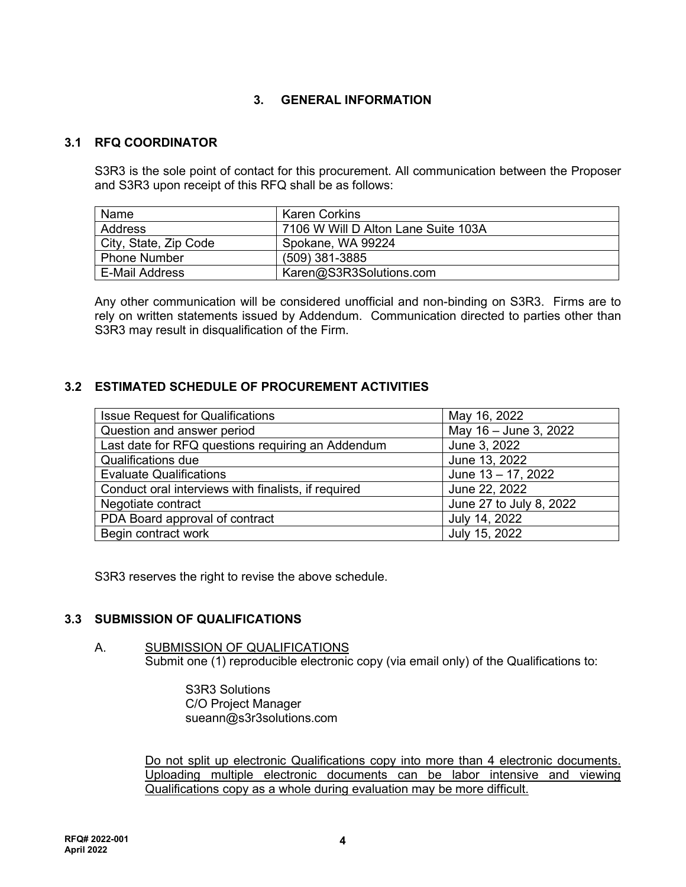## 3. GENERAL INFORMATION

### 3.1 RFQ COORDINATOR

S3R3 is the sole point of contact for this procurement. All communication between the Proposer and S3R3 upon receipt of this RFQ shall be as follows:

| Name | Karen Corkins |
|---|---|
| Address | 7106 W Will D Alton Lane Suite 103A |
| City, State, Zip Code | Spokane, WA 99224 |
| Phone Number | (509) 381-3885 |
| E-Mail Address | Karen@S3R3Solutions.com |

Any other communication will be considered unofficial and non-binding on S3R3. Firms are to rely on written statements issued by Addendum. Communication directed to parties other than S3R3 may result in disqualification of the Firm.

### 3.2 ESTIMATED SCHEDULE OF PROCUREMENT ACTIVITIES

| Issue Request for Qualifications | May 16, 2022 |
|---|---|
| Question and answer period | May 16 – June 3, 2022 |
| Last date for RFQ questions requiring an Addendum | June 3, 2022 |
| Qualifications due | June 13, 2022 |
| Evaluate Qualifications | June 13 – 17, 2022 |
| Conduct oral interviews with finalists, if required | June 22, 2022 |
| Negotiate contract | June 27 to July 8, 2022 |
| PDA Board approval of contract | July 14, 2022 |
| Begin contract work | July 15, 2022 |

S3R3 reserves the right to revise the above schedule.

### 3.3 SUBMISSION OF QUALIFICATIONS

A. SUBMISSION OF QUALIFICATIONS

Submit one (1) reproducible electronic copy (via email only) of the Qualifications to:

S3R3 Solutions
C/O Project Manager
sueann@s3r3solutions.com

Do not split up electronic Qualifications copy into more than 4 electronic documents. Uploading multiple electronic documents can be labor intensive and viewing Qualifications copy as a whole during evaluation may be more difficult.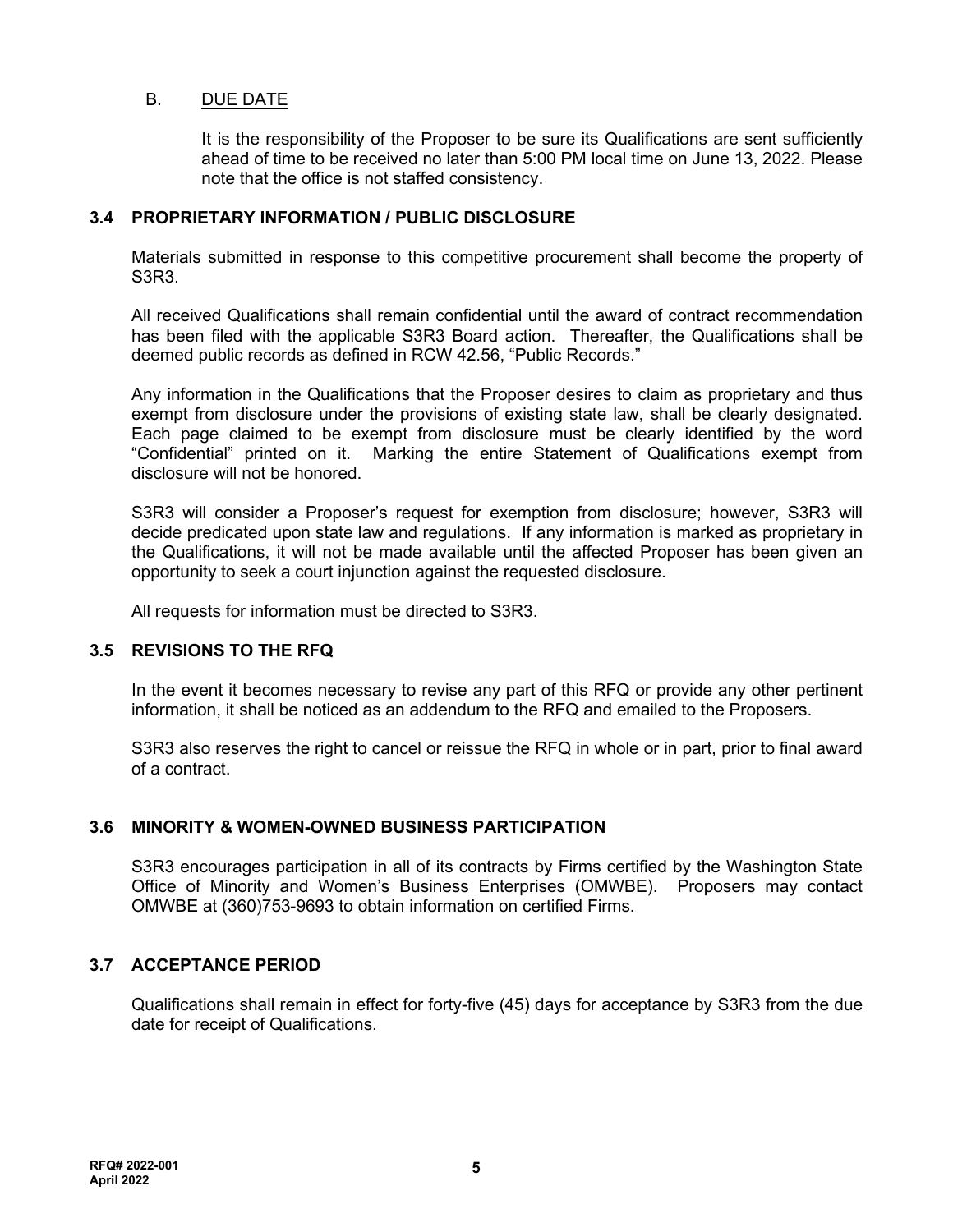B. DUE DATE

It is the responsibility of the Proposer to be sure its Qualifications are sent sufficiently ahead of time to be received no later than 5:00 PM local time on June 13, 2022. Please note that the office is not staffed consistency.

### 3.4 PROPRIETARY INFORMATION / PUBLIC DISCLOSURE

Materials submitted in response to this competitive procurement shall become the property of S3R3.

All received Qualifications shall remain confidential until the award of contract recommendation has been filed with the applicable S3R3 Board action. Thereafter, the Qualifications shall be deemed public records as defined in RCW 42.56, "Public Records."

Any information in the Qualifications that the Proposer desires to claim as proprietary and thus exempt from disclosure under the provisions of existing state law, shall be clearly designated. Each page claimed to be exempt from disclosure must be clearly identified by the word "Confidential" printed on it. Marking the entire Statement of Qualifications exempt from disclosure will not be honored.

S3R3 will consider a Proposer's request for exemption from disclosure; however, S3R3 will decide predicated upon state law and regulations. If any information is marked as proprietary in the Qualifications, it will not be made available until the affected Proposer has been given an opportunity to seek a court injunction against the requested disclosure.

All requests for information must be directed to S3R3.

### 3.5 REVISIONS TO THE RFQ

In the event it becomes necessary to revise any part of this RFQ or provide any other pertinent information, it shall be noticed as an addendum to the RFQ and emailed to the Proposers.

S3R3 also reserves the right to cancel or reissue the RFQ in whole or in part, prior to final award of a contract.

### 3.6 MINORITY & WOMEN-OWNED BUSINESS PARTICIPATION

S3R3 encourages participation in all of its contracts by Firms certified by the Washington State Office of Minority and Women's Business Enterprises (OMWBE). Proposers may contact OMWBE at (360)753-9693 to obtain information on certified Firms.

### 3.7 ACCEPTANCE PERIOD

Qualifications shall remain in effect for forty-five (45) days for acceptance by S3R3 from the due date for receipt of Qualifications.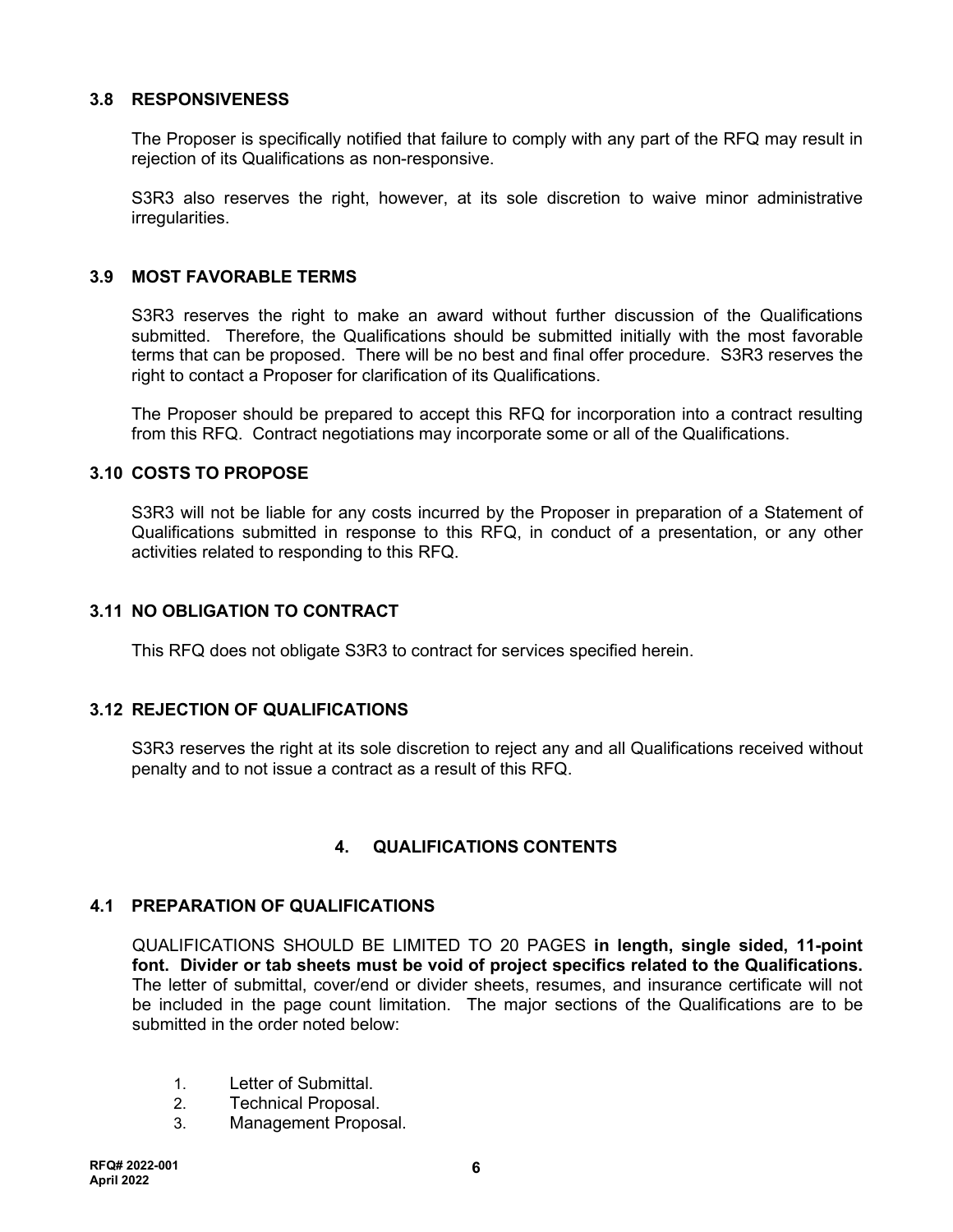### 3.8 RESPONSIVENESS

The Proposer is specifically notified that failure to comply with any part of the RFQ may result in rejection of its Qualifications as non-responsive.

S3R3 also reserves the right, however, at its sole discretion to waive minor administrative irregularities.

### 3.9 MOST FAVORABLE TERMS

S3R3 reserves the right to make an award without further discussion of the Qualifications submitted. Therefore, the Qualifications should be submitted initially with the most favorable terms that can be proposed. There will be no best and final offer procedure. S3R3 reserves the right to contact a Proposer for clarification of its Qualifications.

The Proposer should be prepared to accept this RFQ for incorporation into a contract resulting from this RFQ. Contract negotiations may incorporate some or all of the Qualifications.

### 3.10 COSTS TO PROPOSE

S3R3 will not be liable for any costs incurred by the Proposer in preparation of a Statement of Qualifications submitted in response to this RFQ, in conduct of a presentation, or any other activities related to responding to this RFQ.

### 3.11 NO OBLIGATION TO CONTRACT

This RFQ does not obligate S3R3 to contract for services specified herein.

### 3.12 REJECTION OF QUALIFICATIONS

S3R3 reserves the right at its sole discretion to reject any and all Qualifications received without penalty and to not issue a contract as a result of this RFQ.

## 4. QUALIFICATIONS CONTENTS

### 4.1 PREPARATION OF QUALIFICATIONS

QUALIFICATIONS SHOULD BE LIMITED TO 20 PAGES **in length, single sided, 11-point font. Divider or tab sheets must be void of project specifics related to the Qualifications.** The letter of submittal, cover/end or divider sheets, resumes, and insurance certificate will not be included in the page count limitation. The major sections of the Qualifications are to be submitted in the order noted below:

1. Letter of Submittal.
2. Technical Proposal.
3. Management Proposal.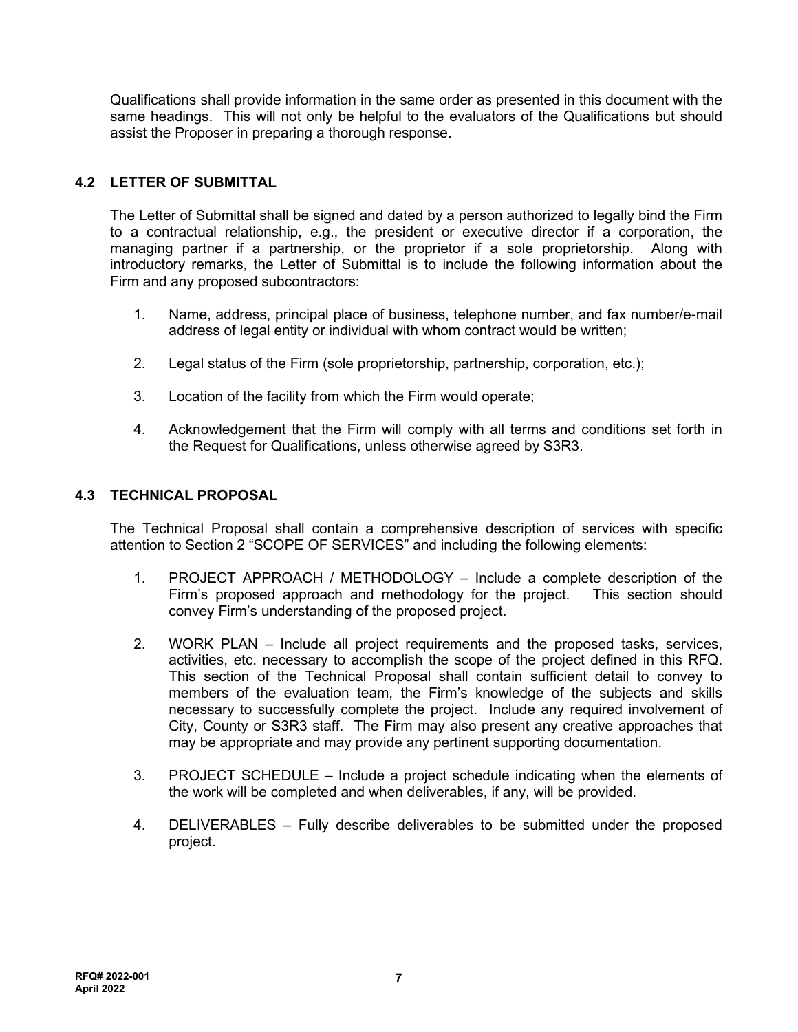Qualifications shall provide information in the same order as presented in this document with the same headings. This will not only be helpful to the evaluators of the Qualifications but should assist the Proposer in preparing a thorough response.

## 4.2 LETTER OF SUBMITTAL

The Letter of Submittal shall be signed and dated by a person authorized to legally bind the Firm to a contractual relationship, e.g., the president or executive director if a corporation, the managing partner if a partnership, or the proprietor if a sole proprietorship. Along with introductory remarks, the Letter of Submittal is to include the following information about the Firm and any proposed subcontractors:

1. Name, address, principal place of business, telephone number, and fax number/e-mail address of legal entity or individual with whom contract would be written;

2. Legal status of the Firm (sole proprietorship, partnership, corporation, etc.);

3. Location of the facility from which the Firm would operate;

4. Acknowledgement that the Firm will comply with all terms and conditions set forth in the Request for Qualifications, unless otherwise agreed by S3R3.

## 4.3 TECHNICAL PROPOSAL

The Technical Proposal shall contain a comprehensive description of services with specific attention to Section 2 "SCOPE OF SERVICES" and including the following elements:

1. PROJECT APPROACH / METHODOLOGY – Include a complete description of the Firm's proposed approach and methodology for the project. This section should convey Firm's understanding of the proposed project.

2. WORK PLAN – Include all project requirements and the proposed tasks, services, activities, etc. necessary to accomplish the scope of the project defined in this RFQ. This section of the Technical Proposal shall contain sufficient detail to convey to members of the evaluation team, the Firm's knowledge of the subjects and skills necessary to successfully complete the project. Include any required involvement of City, County or S3R3 staff. The Firm may also present any creative approaches that may be appropriate and may provide any pertinent supporting documentation.

3. PROJECT SCHEDULE – Include a project schedule indicating when the elements of the work will be completed and when deliverables, if any, will be provided.

4. DELIVERABLES – Fully describe deliverables to be submitted under the proposed project.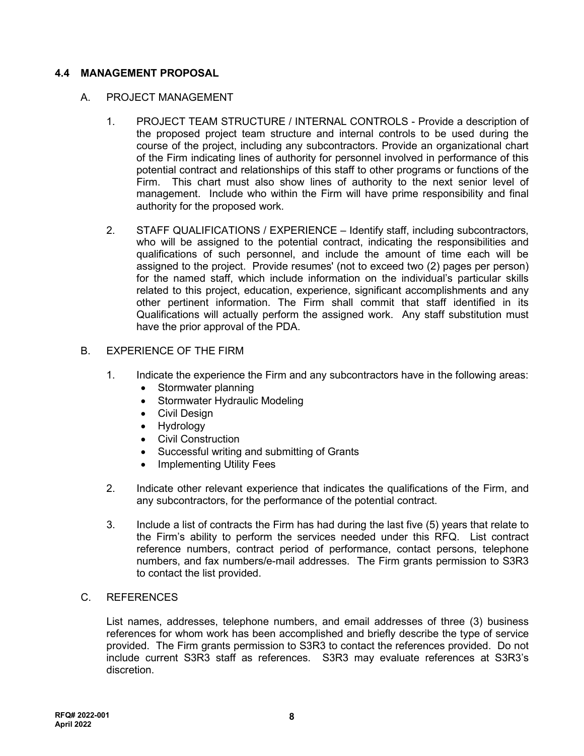## 4.4 MANAGEMENT PROPOSAL

### A. PROJECT MANAGEMENT

1. PROJECT TEAM STRUCTURE / INTERNAL CONTROLS - Provide a description of the proposed project team structure and internal controls to be used during the course of the project, including any subcontractors. Provide an organizational chart of the Firm indicating lines of authority for personnel involved in performance of this potential contract and relationships of this staff to other programs or functions of the Firm. This chart must also show lines of authority to the next senior level of management. Include who within the Firm will have prime responsibility and final authority for the proposed work.

2. STAFF QUALIFICATIONS / EXPERIENCE – Identify staff, including subcontractors, who will be assigned to the potential contract, indicating the responsibilities and qualifications of such personnel, and include the amount of time each will be assigned to the project. Provide resumes' (not to exceed two (2) pages per person) for the named staff, which include information on the individual's particular skills related to this project, education, experience, significant accomplishments and any other pertinent information. The Firm shall commit that staff identified in its Qualifications will actually perform the assigned work. Any staff substitution must have the prior approval of the PDA.

### B. EXPERIENCE OF THE FIRM

1. Indicate the experience the Firm and any subcontractors have in the following areas:
   - Stormwater planning
   - Stormwater Hydraulic Modeling
   - Civil Design
   - Hydrology
   - Civil Construction
   - Successful writing and submitting of Grants
   - Implementing Utility Fees

2. Indicate other relevant experience that indicates the qualifications of the Firm, and any subcontractors, for the performance of the potential contract.

3. Include a list of contracts the Firm has had during the last five (5) years that relate to the Firm's ability to perform the services needed under this RFQ. List contract reference numbers, contract period of performance, contact persons, telephone numbers, and fax numbers/e-mail addresses. The Firm grants permission to S3R3 to contact the list provided.

### C. REFERENCES

List names, addresses, telephone numbers, and email addresses of three (3) business references for whom work has been accomplished and briefly describe the type of service provided. The Firm grants permission to S3R3 to contact the references provided. Do not include current S3R3 staff as references. S3R3 may evaluate references at S3R3's discretion.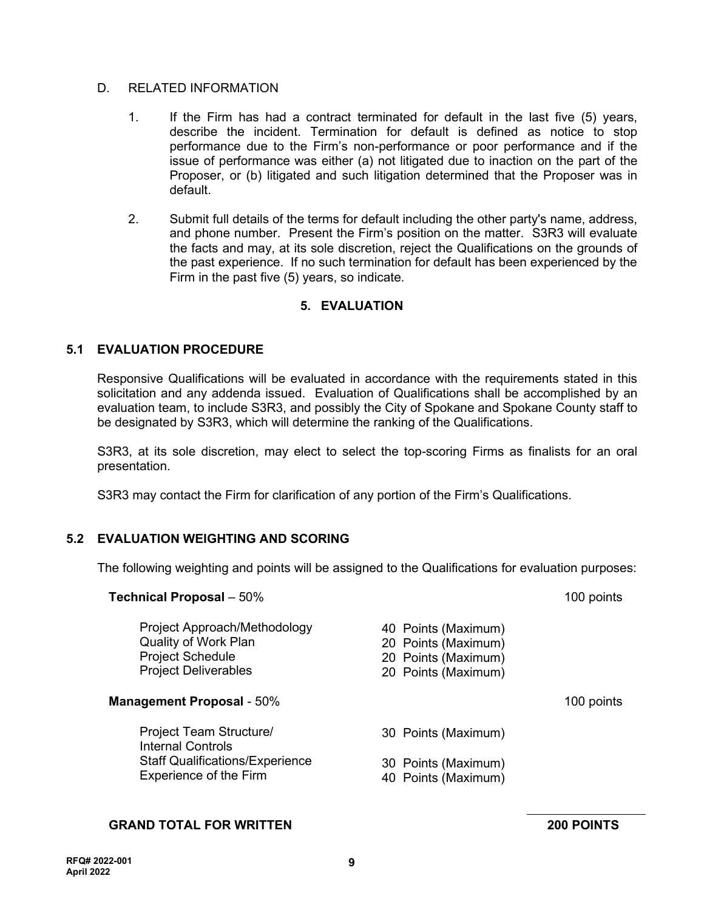D. RELATED INFORMATION

1. If the Firm has had a contract terminated for default in the last five (5) years, describe the incident. Termination for default is defined as notice to stop performance due to the Firm's non-performance or poor performance and if the issue of performance was either (a) not litigated due to inaction on the part of the Proposer, or (b) litigated and such litigation determined that the Proposer was in default.

2. Submit full details of the terms for default including the other party's name, address, and phone number. Present the Firm's position on the matter. S3R3 will evaluate the facts and may, at its sole discretion, reject the Qualifications on the grounds of the past experience. If no such termination for default has been experienced by the Firm in the past five (5) years, so indicate.

## 5. EVALUATION

### 5.1 EVALUATION PROCEDURE

Responsive Qualifications will be evaluated in accordance with the requirements stated in this solicitation and any addenda issued. Evaluation of Qualifications shall be accomplished by an evaluation team, to include S3R3, and possibly the City of Spokane and Spokane County staff to be designated by S3R3, which will determine the ranking of the Qualifications.

S3R3, at its sole discretion, may elect to select the top-scoring Firms as finalists for an oral presentation.

S3R3 may contact the Firm for clarification of any portion of the Firm's Qualifications.

### 5.2 EVALUATION WEIGHTING AND SCORING

The following weighting and points will be assigned to the Qualifications for evaluation purposes:

| | | |
|---|---|---|
| **Technical Proposal** – 50% | | 100 points |
| Project Approach/Methodology | 40 Points (Maximum) | |
| Quality of Work Plan | 20 Points (Maximum) | |
| Project Schedule | 20 Points (Maximum) | |
| Project Deliverables | 20 Points (Maximum) | |
| **Management Proposal** - 50% | | 100 points |
| Project Team Structure/ Internal Controls | 30 Points (Maximum) | |
| Staff Qualifications/Experience | 30 Points (Maximum) | |
| Experience of the Firm | 40 Points (Maximum) | |
| **GRAND TOTAL FOR WRITTEN** | | **200 POINTS** |

RFQ# 2022-001
April 2022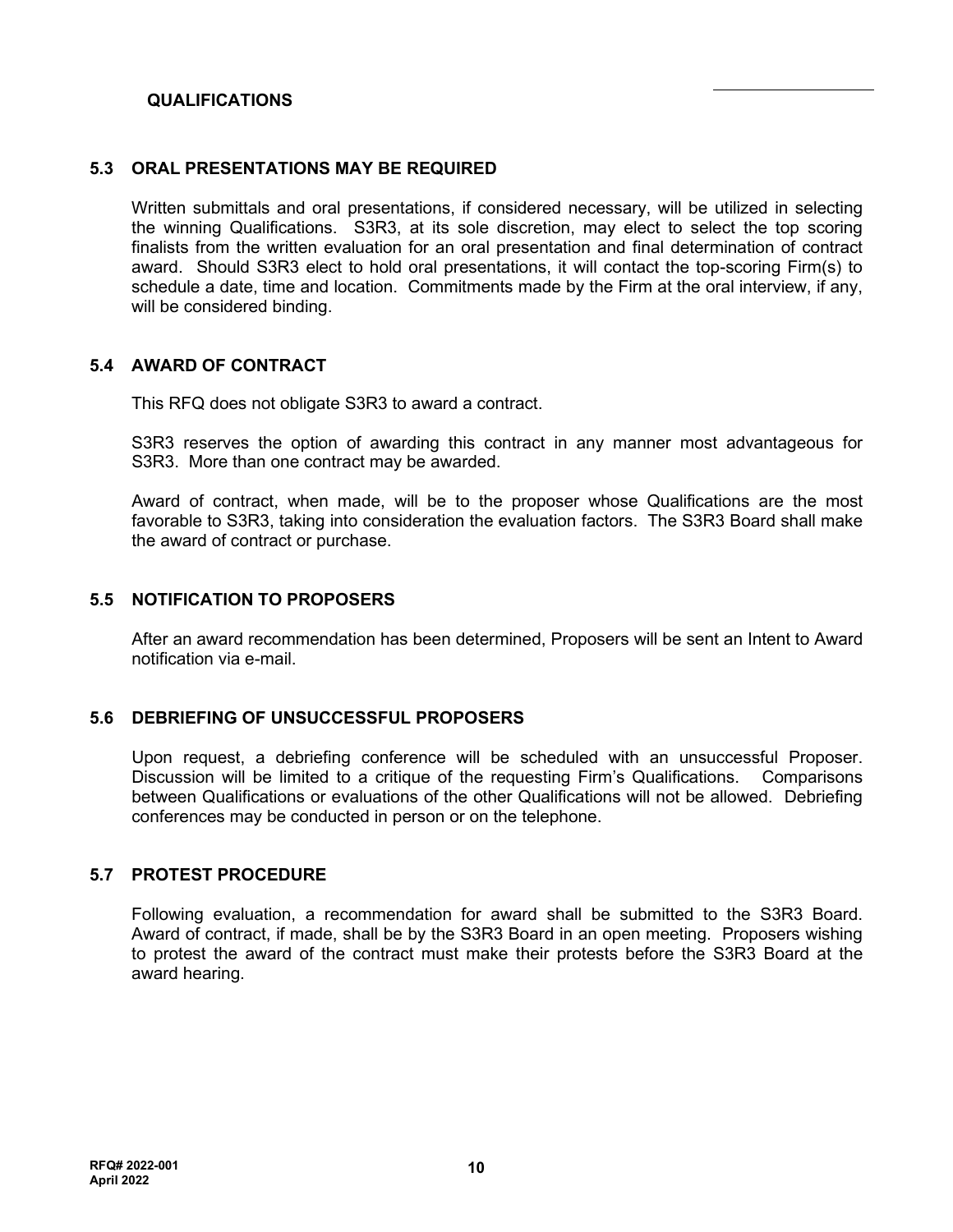**QUALIFICATIONS**

### 5.3 ORAL PRESENTATIONS MAY BE REQUIRED

Written submittals and oral presentations, if considered necessary, will be utilized in selecting the winning Qualifications. S3R3, at its sole discretion, may elect to select the top scoring finalists from the written evaluation for an oral presentation and final determination of contract award. Should S3R3 elect to hold oral presentations, it will contact the top-scoring Firm(s) to schedule a date, time and location. Commitments made by the Firm at the oral interview, if any, will be considered binding.

### 5.4 AWARD OF CONTRACT

This RFQ does not obligate S3R3 to award a contract.

S3R3 reserves the option of awarding this contract in any manner most advantageous for S3R3. More than one contract may be awarded.

Award of contract, when made, will be to the proposer whose Qualifications are the most favorable to S3R3, taking into consideration the evaluation factors. The S3R3 Board shall make the award of contract or purchase.

### 5.5 NOTIFICATION TO PROPOSERS

After an award recommendation has been determined, Proposers will be sent an Intent to Award notification via e-mail.

### 5.6 DEBRIEFING OF UNSUCCESSFUL PROPOSERS

Upon request, a debriefing conference will be scheduled with an unsuccessful Proposer. Discussion will be limited to a critique of the requesting Firm's Qualifications. Comparisons between Qualifications or evaluations of the other Qualifications will not be allowed. Debriefing conferences may be conducted in person or on the telephone.

### 5.7 PROTEST PROCEDURE

Following evaluation, a recommendation for award shall be submitted to the S3R3 Board. Award of contract, if made, shall be by the S3R3 Board in an open meeting. Proposers wishing to protest the award of the contract must make their protests before the S3R3 Board at the award hearing.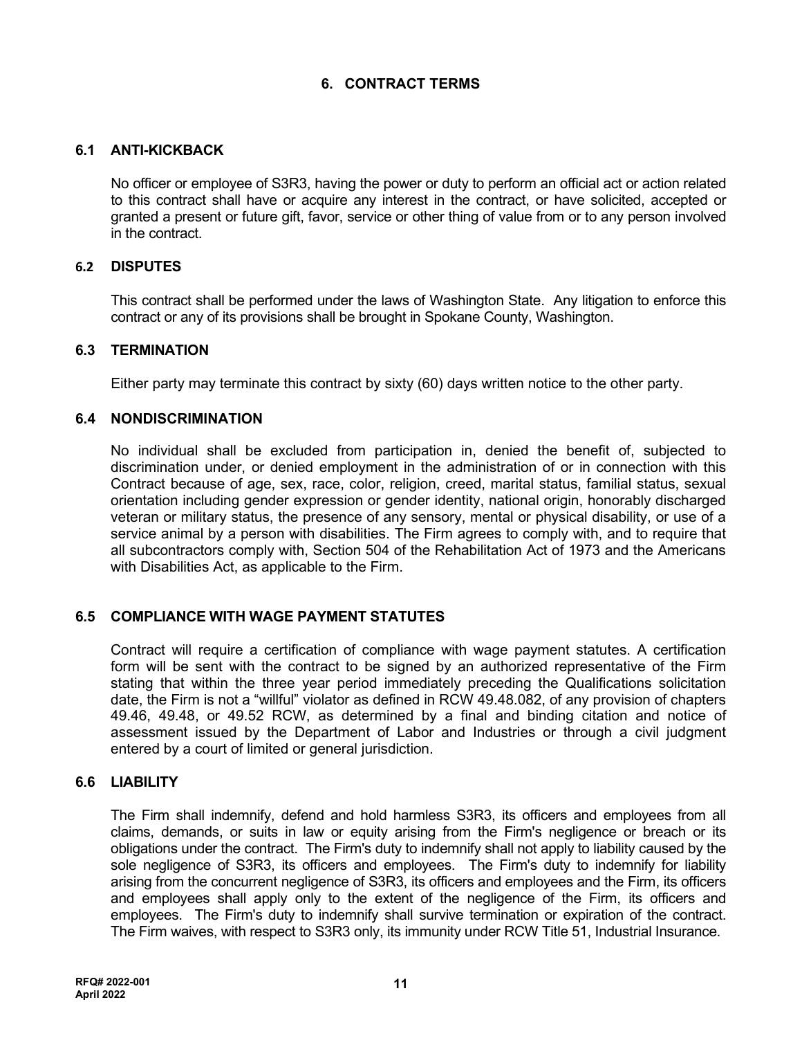# 6. CONTRACT TERMS

## 6.1 ANTI-KICKBACK

No officer or employee of S3R3, having the power or duty to perform an official act or action related to this contract shall have or acquire any interest in the contract, or have solicited, accepted or granted a present or future gift, favor, service or other thing of value from or to any person involved in the contract.

## 6.2 DISPUTES

This contract shall be performed under the laws of Washington State. Any litigation to enforce this contract or any of its provisions shall be brought in Spokane County, Washington.

## 6.3 TERMINATION

Either party may terminate this contract by sixty (60) days written notice to the other party.

## 6.4 NONDISCRIMINATION

No individual shall be excluded from participation in, denied the benefit of, subjected to discrimination under, or denied employment in the administration of or in connection with this Contract because of age, sex, race, color, religion, creed, marital status, familial status, sexual orientation including gender expression or gender identity, national origin, honorably discharged veteran or military status, the presence of any sensory, mental or physical disability, or use of a service animal by a person with disabilities. The Firm agrees to comply with, and to require that all subcontractors comply with, Section 504 of the Rehabilitation Act of 1973 and the Americans with Disabilities Act, as applicable to the Firm.

## 6.5 COMPLIANCE WITH WAGE PAYMENT STATUTES

Contract will require a certification of compliance with wage payment statutes. A certification form will be sent with the contract to be signed by an authorized representative of the Firm stating that within the three year period immediately preceding the Qualifications solicitation date, the Firm is not a "willful" violator as defined in RCW 49.48.082, of any provision of chapters 49.46, 49.48, or 49.52 RCW, as determined by a final and binding citation and notice of assessment issued by the Department of Labor and Industries or through a civil judgment entered by a court of limited or general jurisdiction.

## 6.6 LIABILITY

The Firm shall indemnify, defend and hold harmless S3R3, its officers and employees from all claims, demands, or suits in law or equity arising from the Firm's negligence or breach or its obligations under the contract. The Firm's duty to indemnify shall not apply to liability caused by the sole negligence of S3R3, its officers and employees. The Firm's duty to indemnify for liability arising from the concurrent negligence of S3R3, its officers and employees and the Firm, its officers and employees shall apply only to the extent of the negligence of the Firm, its officers and employees. The Firm's duty to indemnify shall survive termination or expiration of the contract. The Firm waives, with respect to S3R3 only, its immunity under RCW Title 51, Industrial Insurance.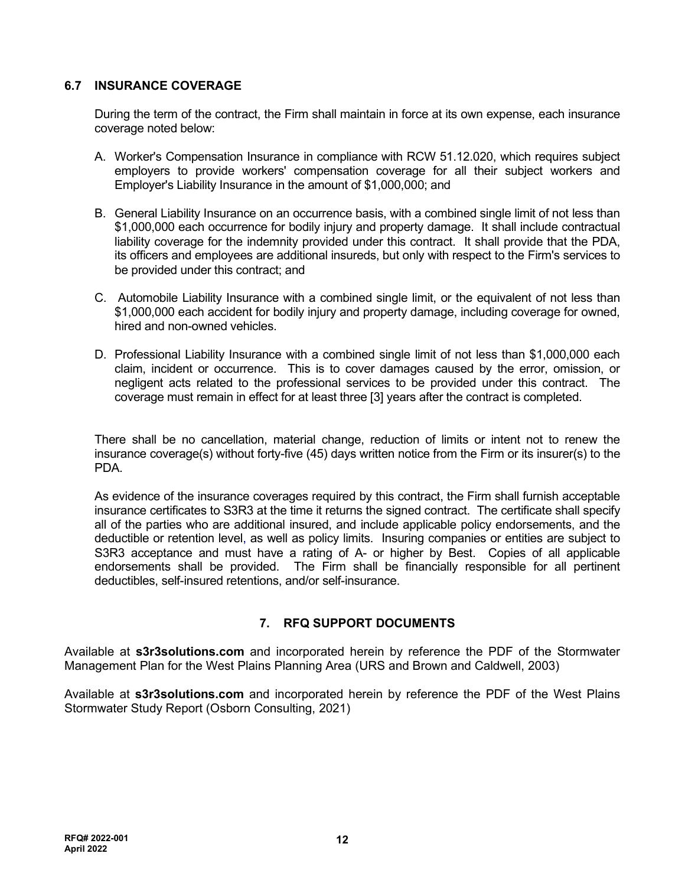### 6.7 INSURANCE COVERAGE

During the term of the contract, the Firm shall maintain in force at its own expense, each insurance coverage noted below:

A. Worker's Compensation Insurance in compliance with RCW 51.12.020, which requires subject employers to provide workers' compensation coverage for all their subject workers and Employer's Liability Insurance in the amount of $1,000,000; and

B. General Liability Insurance on an occurrence basis, with a combined single limit of not less than $1,000,000 each occurrence for bodily injury and property damage. It shall include contractual liability coverage for the indemnity provided under this contract. It shall provide that the PDA, its officers and employees are additional insureds, but only with respect to the Firm's services to be provided under this contract; and

C. Automobile Liability Insurance with a combined single limit, or the equivalent of not less than $1,000,000 each accident for bodily injury and property damage, including coverage for owned, hired and non-owned vehicles.

D. Professional Liability Insurance with a combined single limit of not less than $1,000,000 each claim, incident or occurrence. This is to cover damages caused by the error, omission, or negligent acts related to the professional services to be provided under this contract. The coverage must remain in effect for at least three [3] years after the contract is completed.

There shall be no cancellation, material change, reduction of limits or intent not to renew the insurance coverage(s) without forty-five (45) days written notice from the Firm or its insurer(s) to the PDA.

As evidence of the insurance coverages required by this contract, the Firm shall furnish acceptable insurance certificates to S3R3 at the time it returns the signed contract. The certificate shall specify all of the parties who are additional insured, and include applicable policy endorsements, and the deductible or retention level, as well as policy limits. Insuring companies or entities are subject to S3R3 acceptance and must have a rating of A- or higher by Best. Copies of all applicable endorsements shall be provided. The Firm shall be financially responsible for all pertinent deductibles, self-insured retentions, and/or self-insurance.

## 7. RFQ SUPPORT DOCUMENTS

Available at **s3r3solutions.com** and incorporated herein by reference the PDF of the Stormwater Management Plan for the West Plains Planning Area (URS and Brown and Caldwell, 2003)

Available at **s3r3solutions.com** and incorporated herein by reference the PDF of the West Plains Stormwater Study Report (Osborn Consulting, 2021)